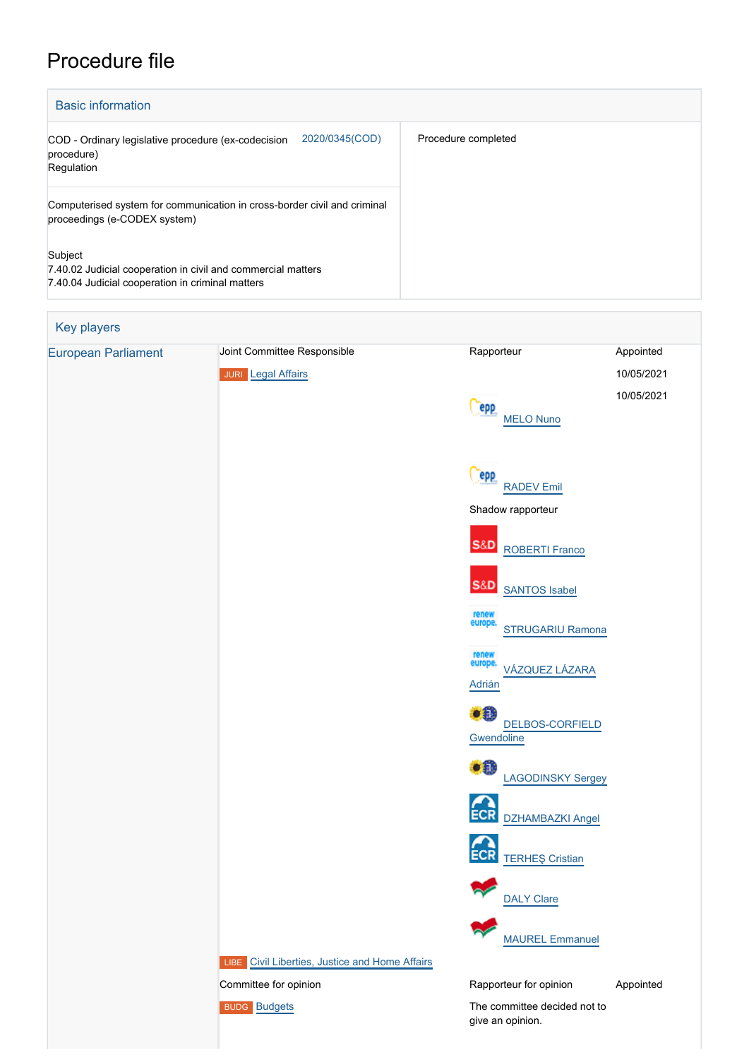# Procedure file

## Basic information

| | |
|---|---|
| COD - Ordinary legislative procedure (ex-codecision procedure) Regulation 2020/0345(COD) | Procedure completed |
| Computerised system for communication in cross-border civil and criminal proceedings (e-CODEX system) | |
| Subject<br>7.40.02 Judicial cooperation in civil and commercial matters<br>7.40.04 Judicial cooperation in criminal matters | |

## Key players

| | | | |
|---|---|---|---|
| European Parliament | Joint Committee Responsible | Rapporteur | Appointed |
| | JURI Legal Affairs | | 10/05/2021 |
| | | MELO Nuno | 10/05/2021 |
| | | RADEV Emil | |
| | | Shadow rapporteur | |
| | | ROBERTI Franco | |
| | | SANTOS Isabel | |
| | | STRUGARIU Ramona | |
| | | VÁZQUEZ LÁZARA Adrián | |
| | | DELBOS-CORFIELD Gwendoline | |
| | | LAGODINSKY Sergey | |
| | | DZHAMBAZKI Angel | |
| | | TERHEŞ Cristian | |
| | | DALY Clare | |
| | | MAUREL Emmanuel | |
| | LIBE Civil Liberties, Justice and Home Affairs | | |
| | Committee for opinion | Rapporteur for opinion | Appointed |
| | BUDG Budgets | The committee decided not to give an opinion. | |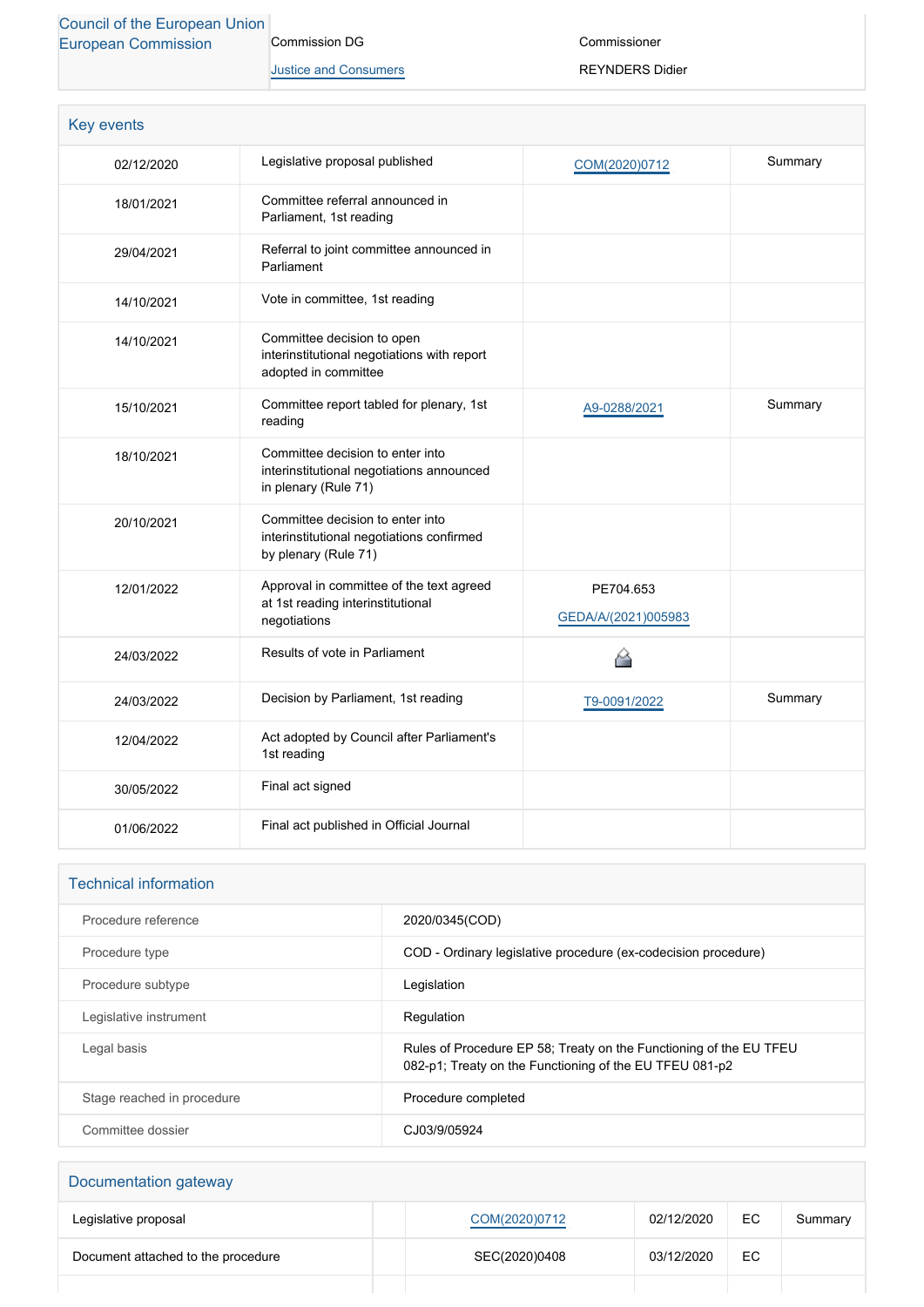| Council of the European Union European Commission | Commission DG | Commissioner |
|---|---|---|
| | Justice and Consumers | REYNDERS Didier |

## Key events

| | | | |
|---|---|---|---|
| 02/12/2020 | Legislative proposal published | COM(2020)0712 | Summary |
| 18/01/2021 | Committee referral announced in Parliament, 1st reading | | |
| 29/04/2021 | Referral to joint committee announced in Parliament | | |
| 14/10/2021 | Vote in committee, 1st reading | | |
| 14/10/2021 | Committee decision to open interinstitutional negotiations with report adopted in committee | | |
| 15/10/2021 | Committee report tabled for plenary, 1st reading | A9-0288/2021 | Summary |
| 18/10/2021 | Committee decision to enter into interinstitutional negotiations announced in plenary (Rule 71) | | |
| 20/10/2021 | Committee decision to enter into interinstitutional negotiations confirmed by plenary (Rule 71) | | |
| 12/01/2022 | Approval in committee of the text agreed at 1st reading interinstitutional negotiations | PE704.653 GEDA/A/(2021)005983 | |
| 24/03/2022 | Results of vote in Parliament | | |
| 24/03/2022 | Decision by Parliament, 1st reading | T9-0091/2022 | Summary |
| 12/04/2022 | Act adopted by Council after Parliament's 1st reading | | |
| 30/05/2022 | Final act signed | | |
| 01/06/2022 | Final act published in Official Journal | | |

## Technical information

| | |
|---|---|
| Procedure reference | 2020/0345(COD) |
| Procedure type | COD - Ordinary legislative procedure (ex-codecision procedure) |
| Procedure subtype | Legislation |
| Legislative instrument | Regulation |
| Legal basis | Rules of Procedure EP 58; Treaty on the Functioning of the EU TFEU 082-p1; Treaty on the Functioning of the EU TFEU 081-p2 |
| Stage reached in procedure | Procedure completed |
| Committee dossier | CJ03/9/05924 |

## Documentation gateway

| | | | | | |
|---|---|---|---|---|---|
| Legislative proposal | | COM(2020)0712 | 02/12/2020 | EC | Summary |
| Document attached to the procedure | | SEC(2020)0408 | 03/12/2020 | EC | |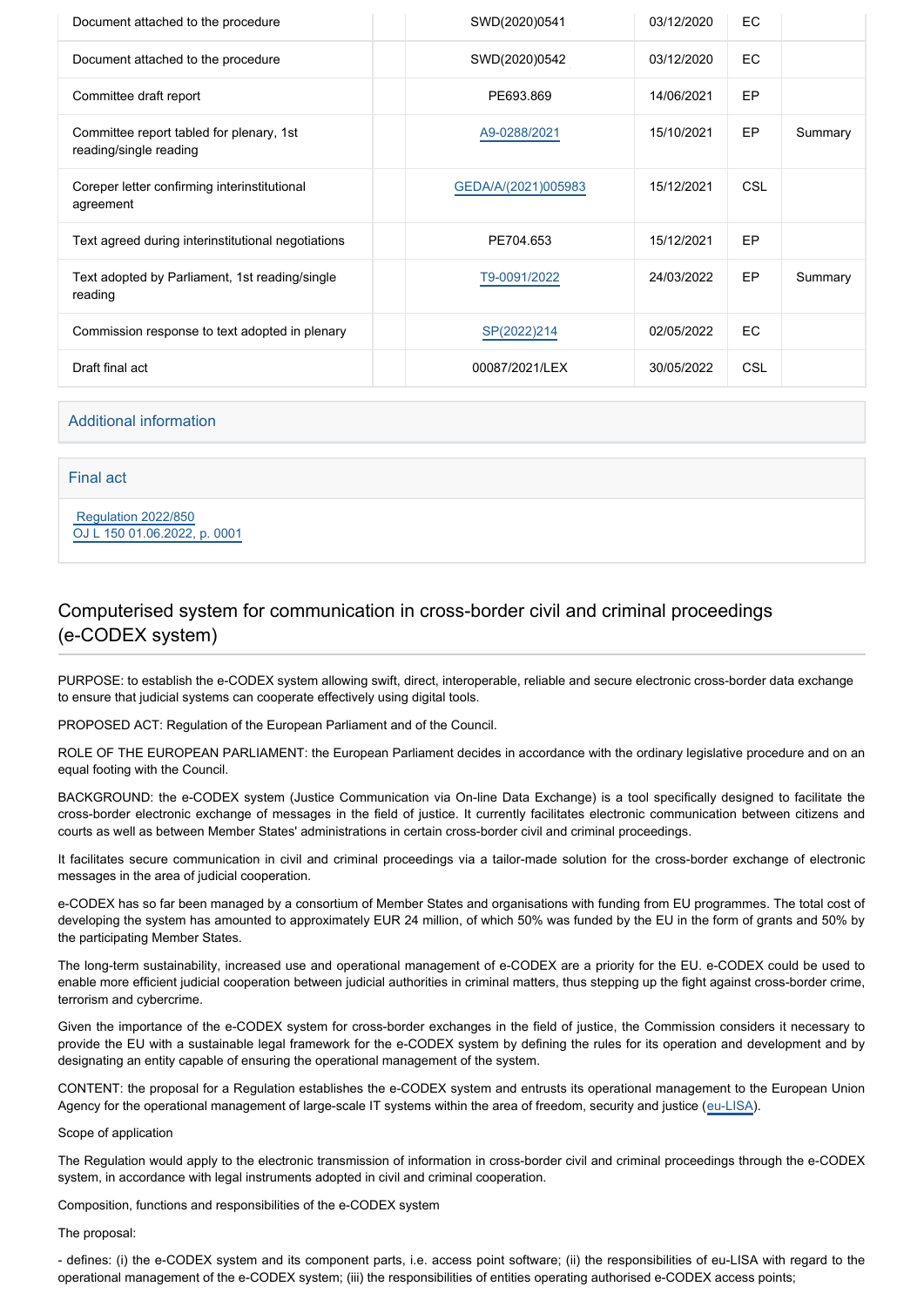| | | | | |
|---|---|---|---|---|
| Document attached to the procedure | | SWD(2020)0541 | 03/12/2020 | EC | |
| Document attached to the procedure | | SWD(2020)0542 | 03/12/2020 | EC | |
| Committee draft report | | PE693.869 | 14/06/2021 | EP | |
| Committee report tabled for plenary, 1st reading/single reading | | A9-0288/2021 | 15/10/2021 | EP | Summary |
| Coreper letter confirming interinstitutional agreement | | GEDA/A/(2021)005983 | 15/12/2021 | CSL | |
| Text agreed during interinstitutional negotiations | | PE704.653 | 15/12/2021 | EP | |
| Text adopted by Parliament, 1st reading/single reading | | T9-0091/2022 | 24/03/2022 | EP | Summary |
| Commission response to text adopted in plenary | | SP(2022)214 | 02/05/2022 | EC | |
| Draft final act | | 00087/2021/LEX | 30/05/2022 | CSL | |

## Additional information

## Final act

Regulation 2022/850
OJ L 150 01.06.2022, p. 0001

# Computerised system for communication in cross-border civil and criminal proceedings (e-CODEX system)

PURPOSE: to establish the e-CODEX system allowing swift, direct, interoperable, reliable and secure electronic cross-border data exchange to ensure that judicial systems can cooperate effectively using digital tools.

PROPOSED ACT: Regulation of the European Parliament and of the Council.

ROLE OF THE EUROPEAN PARLIAMENT: the European Parliament decides in accordance with the ordinary legislative procedure and on an equal footing with the Council.

BACKGROUND: the e-CODEX system (Justice Communication via On-line Data Exchange) is a tool specifically designed to facilitate the cross-border electronic exchange of messages in the field of justice. It currently facilitates electronic communication between citizens and courts as well as between Member States' administrations in certain cross-border civil and criminal proceedings.

It facilitates secure communication in civil and criminal proceedings via a tailor-made solution for the cross-border exchange of electronic messages in the area of judicial cooperation.

e-CODEX has so far been managed by a consortium of Member States and organisations with funding from EU programmes. The total cost of developing the system has amounted to approximately EUR 24 million, of which 50% was funded by the EU in the form of grants and 50% by the participating Member States.

The long-term sustainability, increased use and operational management of e-CODEX are a priority for the EU. e-CODEX could be used to enable more efficient judicial cooperation between judicial authorities in criminal matters, thus stepping up the fight against cross-border crime, terrorism and cybercrime.

Given the importance of the e-CODEX system for cross-border exchanges in the field of justice, the Commission considers it necessary to provide the EU with a sustainable legal framework for the e-CODEX system by defining the rules for its operation and development and by designating an entity capable of ensuring the operational management of the system.

CONTENT: the proposal for a Regulation establishes the e-CODEX system and entrusts its operational management to the European Union Agency for the operational management of large-scale IT systems within the area of freedom, security and justice (eu-LISA).

Scope of application

The Regulation would apply to the electronic transmission of information in cross-border civil and criminal proceedings through the e-CODEX system, in accordance with legal instruments adopted in civil and criminal cooperation.

Composition, functions and responsibilities of the e-CODEX system

The proposal:

- defines: (i) the e-CODEX system and its component parts, i.e. access point software; (ii) the responsibilities of eu-LISA with regard to the operational management of the e-CODEX system; (iii) the responsibilities of entities operating authorised e-CODEX access points;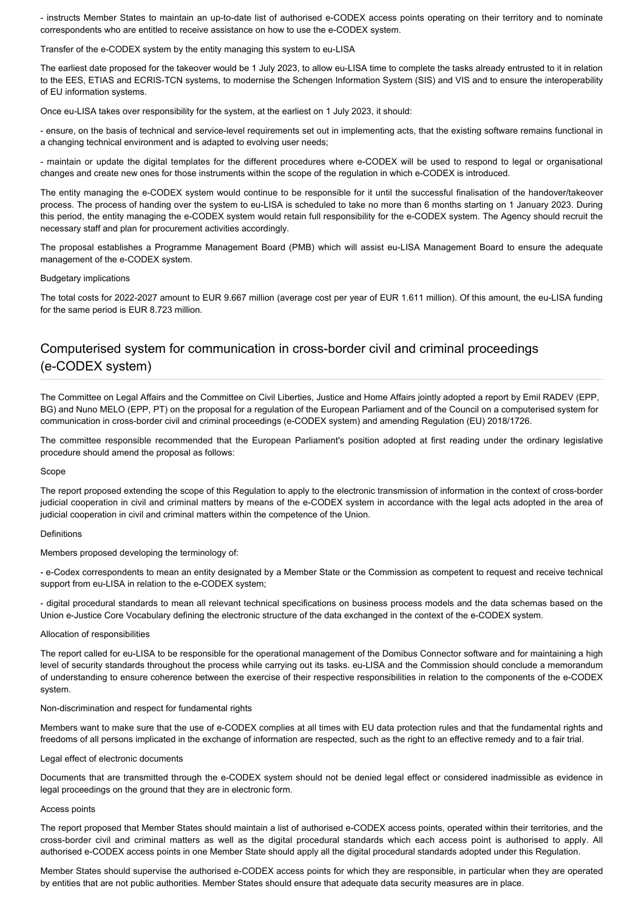- instructs Member States to maintain an up-to-date list of authorised e-CODEX access points operating on their territory and to nominate correspondents who are entitled to receive assistance on how to use the e-CODEX system.

Transfer of the e-CODEX system by the entity managing this system to eu-LISA

The earliest date proposed for the takeover would be 1 July 2023, to allow eu-LISA time to complete the tasks already entrusted to it in relation to the EES, ETIAS and ECRIS-TCN systems, to modernise the Schengen Information System (SIS) and VIS and to ensure the interoperability of EU information systems.

Once eu-LISA takes over responsibility for the system, at the earliest on 1 July 2023, it should:

- ensure, on the basis of technical and service-level requirements set out in implementing acts, that the existing software remains functional in a changing technical environment and is adapted to evolving user needs;

- maintain or update the digital templates for the different procedures where e-CODEX will be used to respond to legal or organisational changes and create new ones for those instruments within the scope of the regulation in which e-CODEX is introduced.

The entity managing the e-CODEX system would continue to be responsible for it until the successful finalisation of the handover/takeover process. The process of handing over the system to eu-LISA is scheduled to take no more than 6 months starting on 1 January 2023. During this period, the entity managing the e-CODEX system would retain full responsibility for the e-CODEX system. The Agency should recruit the necessary staff and plan for procurement activities accordingly.

The proposal establishes a Programme Management Board (PMB) which will assist eu-LISA Management Board to ensure the adequate management of the e-CODEX system.

Budgetary implications

The total costs for 2022-2027 amount to EUR 9.667 million (average cost per year of EUR 1.611 million). Of this amount, the eu-LISA funding for the same period is EUR 8.723 million.

## Computerised system for communication in cross-border civil and criminal proceedings (e-CODEX system)

The Committee on Legal Affairs and the Committee on Civil Liberties, Justice and Home Affairs jointly adopted a report by Emil RADEV (EPP, BG) and Nuno MELO (EPP, PT) on the proposal for a regulation of the European Parliament and of the Council on a computerised system for communication in cross-border civil and criminal proceedings (e-CODEX system) and amending Regulation (EU) 2018/1726.

The committee responsible recommended that the European Parliament's position adopted at first reading under the ordinary legislative procedure should amend the proposal as follows:

Scope

The report proposed extending the scope of this Regulation to apply to the electronic transmission of information in the context of cross-border judicial cooperation in civil and criminal matters by means of the e-CODEX system in accordance with the legal acts adopted in the area of judicial cooperation in civil and criminal matters within the competence of the Union.

Definitions

Members proposed developing the terminology of:

- e-Codex correspondents to mean an entity designated by a Member State or the Commission as competent to request and receive technical support from eu-LISA in relation to the e-CODEX system;

- digital procedural standards to mean all relevant technical specifications on business process models and the data schemas based on the Union e-Justice Core Vocabulary defining the electronic structure of the data exchanged in the context of the e-CODEX system.

Allocation of responsibilities

The report called for eu-LISA to be responsible for the operational management of the Domibus Connector software and for maintaining a high level of security standards throughout the process while carrying out its tasks. eu-LISA and the Commission should conclude a memorandum of understanding to ensure coherence between the exercise of their respective responsibilities in relation to the components of the e-CODEX system.

Non-discrimination and respect for fundamental rights

Members want to make sure that the use of e-CODEX complies at all times with EU data protection rules and that the fundamental rights and freedoms of all persons implicated in the exchange of information are respected, such as the right to an effective remedy and to a fair trial.

Legal effect of electronic documents

Documents that are transmitted through the e-CODEX system should not be denied legal effect or considered inadmissible as evidence in legal proceedings on the ground that they are in electronic form.

Access points

The report proposed that Member States should maintain a list of authorised e-CODEX access points, operated within their territories, and the cross-border civil and criminal matters as well as the digital procedural standards which each access point is authorised to apply. All authorised e-CODEX access points in one Member State should apply all the digital procedural standards adopted under this Regulation.

Member States should supervise the authorised e-CODEX access points for which they are responsible, in particular when they are operated by entities that are not public authorities. Member States should ensure that adequate data security measures are in place.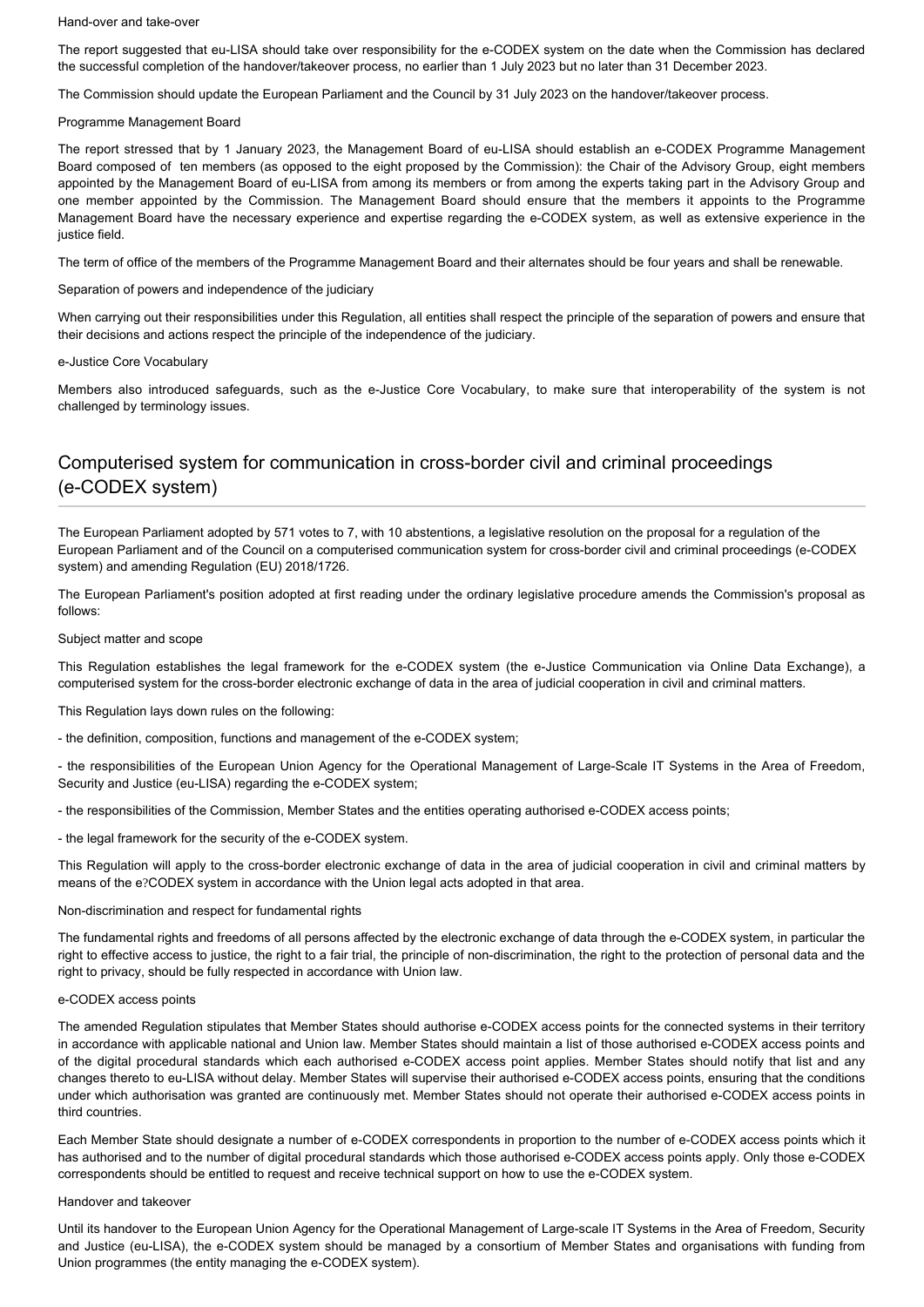Hand-over and take-over

The report suggested that eu-LISA should take over responsibility for the e-CODEX system on the date when the Commission has declared the successful completion of the handover/takeover process, no earlier than 1 July 2023 but no later than 31 December 2023.

The Commission should update the European Parliament and the Council by 31 July 2023 on the handover/takeover process.

Programme Management Board

The report stressed that by 1 January 2023, the Management Board of eu-LISA should establish an e-CODEX Programme Management Board composed of ten members (as opposed to the eight proposed by the Commission): the Chair of the Advisory Group, eight members appointed by the Management Board of eu-LISA from among its members or from among the experts taking part in the Advisory Group and one member appointed by the Commission. The Management Board should ensure that the members it appoints to the Programme Management Board have the necessary experience and expertise regarding the e-CODEX system, as well as extensive experience in the justice field.

The term of office of the members of the Programme Management Board and their alternates should be four years and shall be renewable.

Separation of powers and independence of the judiciary

When carrying out their responsibilities under this Regulation, all entities shall respect the principle of the separation of powers and ensure that their decisions and actions respect the principle of the independence of the judiciary.

e-Justice Core Vocabulary

Members also introduced safeguards, such as the e-Justice Core Vocabulary, to make sure that interoperability of the system is not challenged by terminology issues.

## Computerised system for communication in cross-border civil and criminal proceedings (e-CODEX system)

The European Parliament adopted by 571 votes to 7, with 10 abstentions, a legislative resolution on the proposal for a regulation of the European Parliament and of the Council on a computerised communication system for cross-border civil and criminal proceedings (e-CODEX system) and amending Regulation (EU) 2018/1726.

The European Parliament's position adopted at first reading under the ordinary legislative procedure amends the Commission's proposal as follows:

Subject matter and scope

This Regulation establishes the legal framework for the e-CODEX system (the e-Justice Communication via Online Data Exchange), a computerised system for the cross-border electronic exchange of data in the area of judicial cooperation in civil and criminal matters.

This Regulation lays down rules on the following:

- the definition, composition, functions and management of the e-CODEX system;
- the responsibilities of the European Union Agency for the Operational Management of Large-Scale IT Systems in the Area of Freedom, Security and Justice (eu-LISA) regarding the e-CODEX system;
- the responsibilities of the Commission, Member States and the entities operating authorised e-CODEX access points;
- the legal framework for the security of the e-CODEX system.

This Regulation will apply to the cross-border electronic exchange of data in the area of judicial cooperation in civil and criminal matters by means of the e?CODEX system in accordance with the Union legal acts adopted in that area.

Non-discrimination and respect for fundamental rights

The fundamental rights and freedoms of all persons affected by the electronic exchange of data through the e-CODEX system, in particular the right to effective access to justice, the right to a fair trial, the principle of non-discrimination, the right to the protection of personal data and the right to privacy, should be fully respected in accordance with Union law.

e-CODEX access points

The amended Regulation stipulates that Member States should authorise e-CODEX access points for the connected systems in their territory in accordance with applicable national and Union law. Member States should maintain a list of those authorised e-CODEX access points and of the digital procedural standards which each authorised e-CODEX access point applies. Member States should notify that list and any changes thereto to eu-LISA without delay. Member States will supervise their authorised e-CODEX access points, ensuring that the conditions under which authorisation was granted are continuously met. Member States should not operate their authorised e-CODEX access points in third countries.

Each Member State should designate a number of e-CODEX correspondents in proportion to the number of e-CODEX access points which it has authorised and to the number of digital procedural standards which those authorised e-CODEX access points apply. Only those e-CODEX correspondents should be entitled to request and receive technical support on how to use the e-CODEX system.

Handover and takeover

Until its handover to the European Union Agency for the Operational Management of Large-scale IT Systems in the Area of Freedom, Security and Justice (eu-LISA), the e-CODEX system should be managed by a consortium of Member States and organisations with funding from Union programmes (the entity managing the e-CODEX system).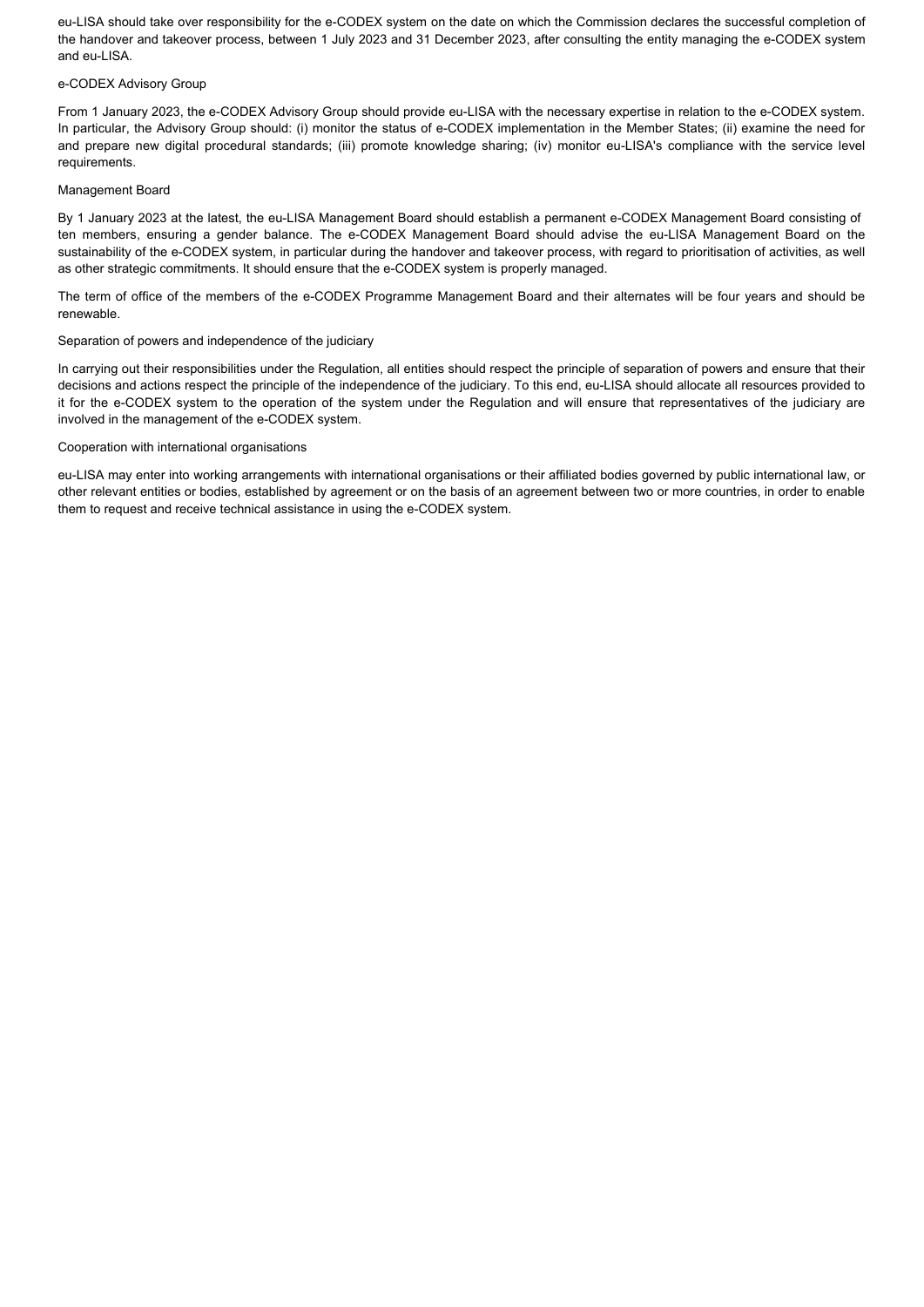eu-LISA should take over responsibility for the e-CODEX system on the date on which the Commission declares the successful completion of the handover and takeover process, between 1 July 2023 and 31 December 2023, after consulting the entity managing the e-CODEX system and eu-LISA.

e-CODEX Advisory Group

From 1 January 2023, the e-CODEX Advisory Group should provide eu-LISA with the necessary expertise in relation to the e-CODEX system. In particular, the Advisory Group should: (i) monitor the status of e-CODEX implementation in the Member States; (ii) examine the need for and prepare new digital procedural standards; (iii) promote knowledge sharing; (iv) monitor eu-LISA's compliance with the service level requirements.

Management Board

By 1 January 2023 at the latest, the eu-LISA Management Board should establish a permanent e-CODEX Management Board consisting of ten members, ensuring a gender balance. The e-CODEX Management Board should advise the eu-LISA Management Board on the sustainability of the e-CODEX system, in particular during the handover and takeover process, with regard to prioritisation of activities, as well as other strategic commitments. It should ensure that the e-CODEX system is properly managed.

The term of office of the members of the e-CODEX Programme Management Board and their alternates will be four years and should be renewable.

Separation of powers and independence of the judiciary

In carrying out their responsibilities under the Regulation, all entities should respect the principle of separation of powers and ensure that their decisions and actions respect the principle of the independence of the judiciary. To this end, eu-LISA should allocate all resources provided to it for the e-CODEX system to the operation of the system under the Regulation and will ensure that representatives of the judiciary are involved in the management of the e-CODEX system.

Cooperation with international organisations

eu-LISA may enter into working arrangements with international organisations or their affiliated bodies governed by public international law, or other relevant entities or bodies, established by agreement or on the basis of an agreement between two or more countries, in order to enable them to request and receive technical assistance in using the e-CODEX system.